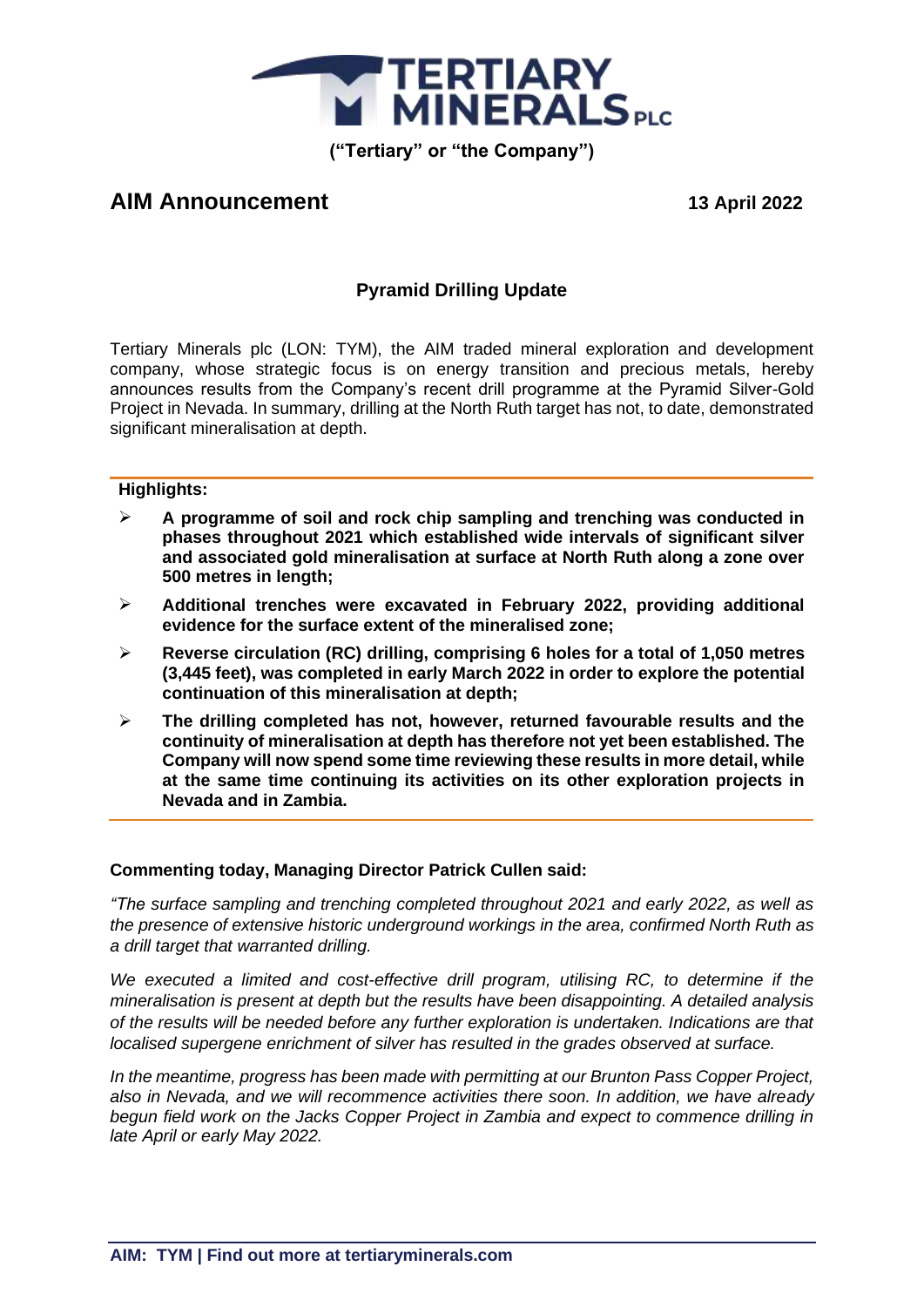**TERTIARY MINERALS PLC**

**("Tertiary" or "the Company")**

## AIM Announcement

**13 April 2022**

### Pyramid Drilling Update

Tertiary Minerals plc (LON: TYM), the AIM traded mineral exploration and development company, whose strategic focus is on energy transition and precious metals, hereby announces results from the Company's recent drill programme at the Pyramid Silver-Gold Project in Nevada. In summary, drilling at the North Ruth target has not, to date, demonstrated significant mineralisation at depth.

**Highlights:**

- **A programme of soil and rock chip sampling and trenching was conducted in phases throughout 2021 which established wide intervals of significant silver and associated gold mineralisation at surface at North Ruth along a zone over 500 metres in length;**
- **Additional trenches were excavated in February 2022, providing additional evidence for the surface extent of the mineralised zone;**
- **Reverse circulation (RC) drilling, comprising 6 holes for a total of 1,050 metres (3,445 feet), was completed in early March 2022 in order to explore the potential continuation of this mineralisation at depth;**
- **The drilling completed has not, however, returned favourable results and the continuity of mineralisation at depth has therefore not yet been established. The Company will now spend some time reviewing these results in more detail, while at the same time continuing its activities on its other exploration projects in Nevada and in Zambia.**

**Commenting today, Managing Director Patrick Cullen said:**

*"The surface sampling and trenching completed throughout 2021 and early 2022, as well as the presence of extensive historic underground workings in the area, confirmed North Ruth as a drill target that warranted drilling.*

*We executed a limited and cost-effective drill program, utilising RC, to determine if the mineralisation is present at depth but the results have been disappointing. A detailed analysis of the results will be needed before any further exploration is undertaken. Indications are that localised supergene enrichment of silver has resulted in the grades observed at surface.*

*In the meantime, progress has been made with permitting at our Brunton Pass Copper Project, also in Nevada, and we will recommence activities there soon. In addition, we have already begun field work on the Jacks Copper Project in Zambia and expect to commence drilling in late April or early May 2022.*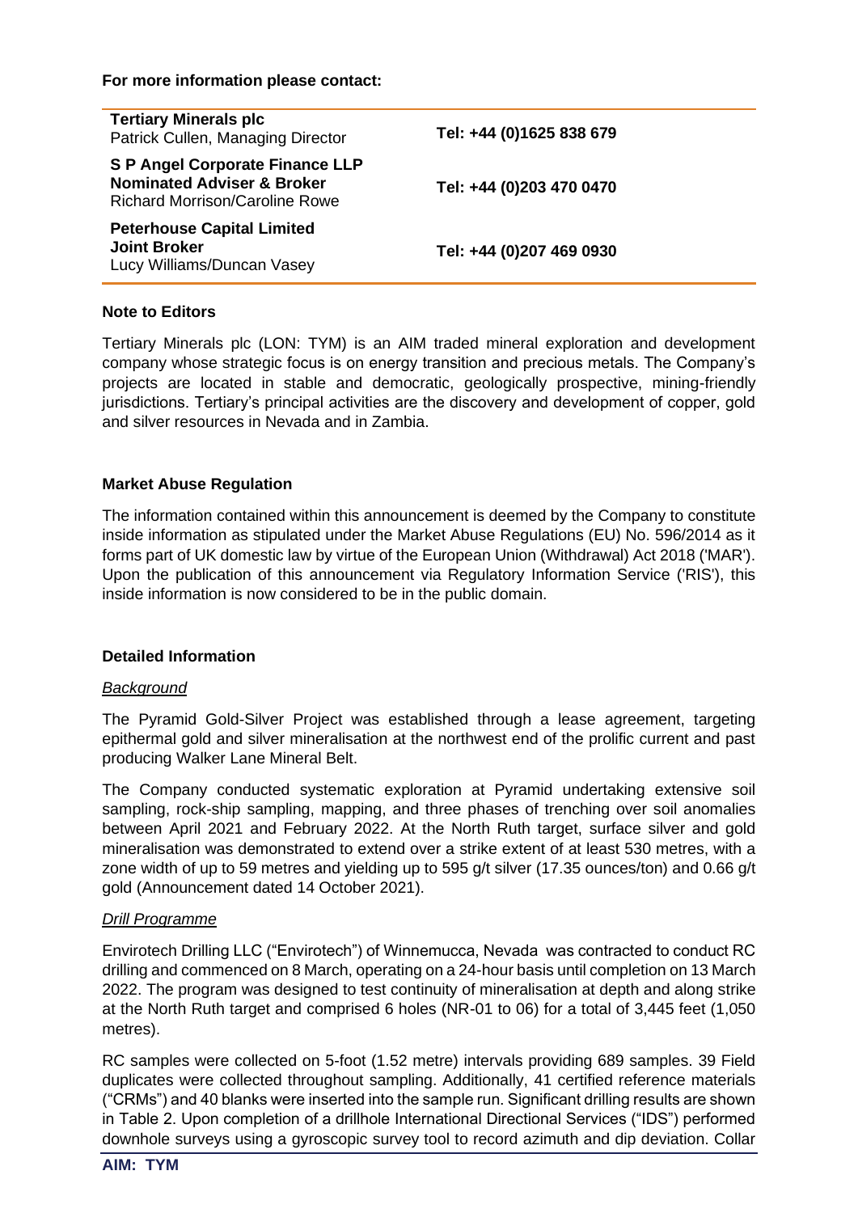**For more information please contact:**

| | |
|---|---|
| **Tertiary Minerals plc**<br>Patrick Cullen, Managing Director | **Tel: +44 (0)1625 838 679** |
| **S P Angel Corporate Finance LLP**<br>**Nominated Adviser & Broker**<br>Richard Morrison/Caroline Rowe | **Tel: +44 (0)203 470 0470** |
| **Peterhouse Capital Limited**<br>**Joint Broker**<br>Lucy Williams/Duncan Vasey | **Tel: +44 (0)207 469 0930** |

**Note to Editors**

Tertiary Minerals plc (LON: TYM) is an AIM traded mineral exploration and development company whose strategic focus is on energy transition and precious metals. The Company's projects are located in stable and democratic, geologically prospective, mining-friendly jurisdictions. Tertiary's principal activities are the discovery and development of copper, gold and silver resources in Nevada and in Zambia.

**Market Abuse Regulation**

The information contained within this announcement is deemed by the Company to constitute inside information as stipulated under the Market Abuse Regulations (EU) No. 596/2014 as it forms part of UK domestic law by virtue of the European Union (Withdrawal) Act 2018 ('MAR'). Upon the publication of this announcement via Regulatory Information Service ('RIS'), this inside information is now considered to be in the public domain.

**Detailed Information**

*Background*

The Pyramid Gold-Silver Project was established through a lease agreement, targeting epithermal gold and silver mineralisation at the northwest end of the prolific current and past producing Walker Lane Mineral Belt.

The Company conducted systematic exploration at Pyramid undertaking extensive soil sampling, rock-ship sampling, mapping, and three phases of trenching over soil anomalies between April 2021 and February 2022. At the North Ruth target, surface silver and gold mineralisation was demonstrated to extend over a strike extent of at least 530 metres, with a zone width of up to 59 metres and yielding up to 595 g/t silver (17.35 ounces/ton) and 0.66 g/t gold (Announcement dated 14 October 2021).

*Drill Programme*

Envirotech Drilling LLC ("Envirotech") of Winnemucca, Nevada was contracted to conduct RC drilling and commenced on 8 March, operating on a 24-hour basis until completion on 13 March 2022. The program was designed to test continuity of mineralisation at depth and along strike at the North Ruth target and comprised 6 holes (NR-01 to 06) for a total of 3,445 feet (1,050 metres).

RC samples were collected on 5-foot (1.52 metre) intervals providing 689 samples. 39 Field duplicates were collected throughout sampling. Additionally, 41 certified reference materials ("CRMs") and 40 blanks were inserted into the sample run. Significant drilling results are shown in Table 2. Upon completion of a drillhole International Directional Services ("IDS") performed downhole surveys using a gyroscopic survey tool to record azimuth and dip deviation. Collar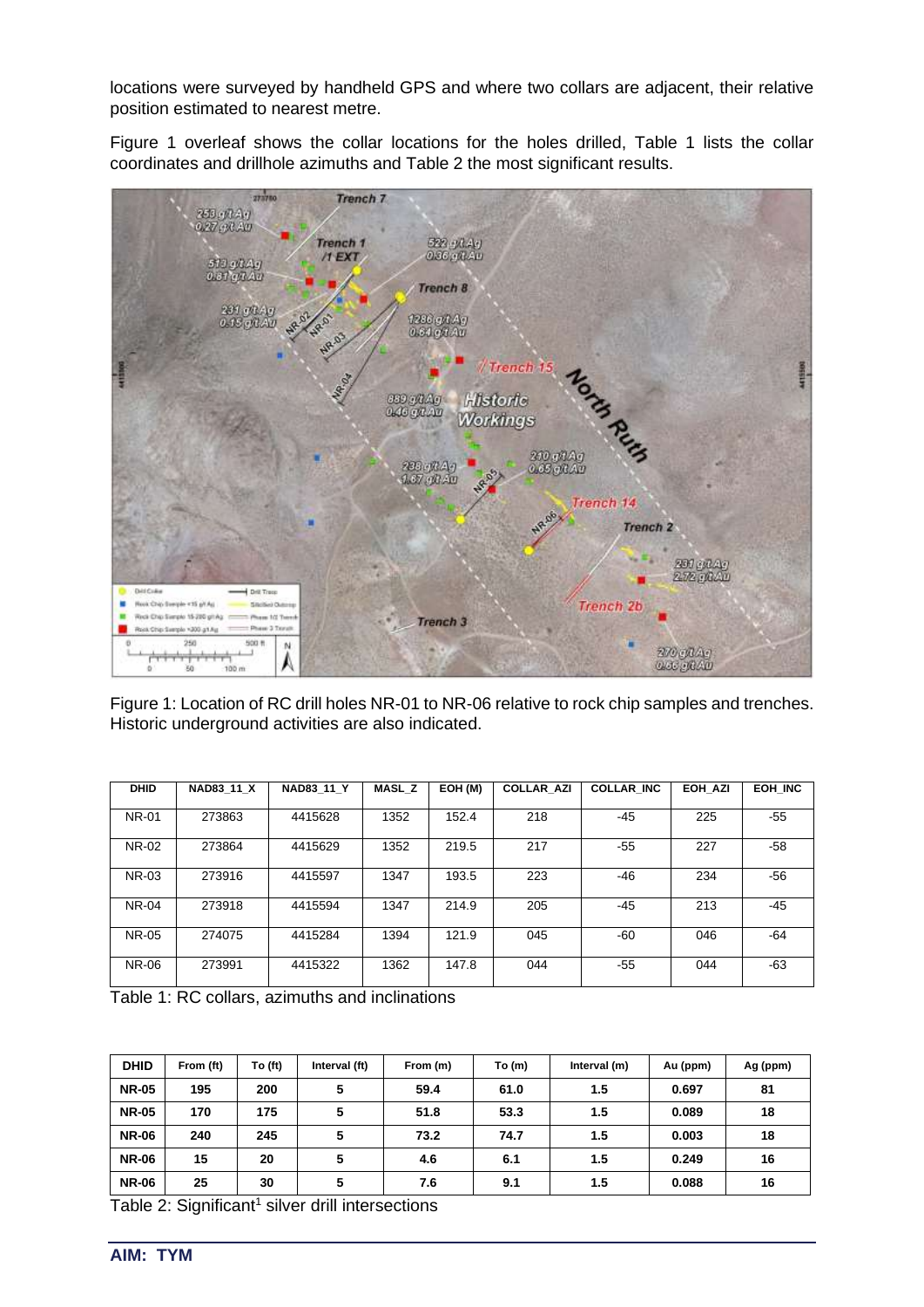locations were surveyed by handheld GPS and where two collars are adjacent, their relative position estimated to nearest metre.

Figure 1 overleaf shows the collar locations for the holes drilled, Table 1 lists the collar coordinates and drillhole azimuths and Table 2 the most significant results.

Figure 1: Location of RC drill holes NR-01 to NR-06 relative to rock chip samples and trenches. Historic underground activities are also indicated.

| DHID | NAD83_11_X | NAD83_11_Y | MASL_Z | EOH (M) | COLLAR_AZI | COLLAR_INC | EOH_AZI | EOH_INC |
|---|---|---|---|---|---|---|---|---|
| NR-01 | 273863 | 4415628 | 1352 | 152.4 | 218 | -45 | 225 | -55 |
| NR-02 | 273864 | 4415629 | 1352 | 219.5 | 217 | -55 | 227 | -58 |
| NR-03 | 273916 | 4415597 | 1347 | 193.5 | 223 | -46 | 234 | -56 |
| NR-04 | 273918 | 4415594 | 1347 | 214.9 | 205 | -45 | 213 | -45 |
| NR-05 | 274075 | 4415284 | 1394 | 121.9 | 045 | -60 | 046 | -64 |
| NR-06 | 273991 | 4415322 | 1362 | 147.8 | 044 | -55 | 044 | -63 |

Table 1: RC collars, azimuths and inclinations

| DHID | From (ft) | To (ft) | Interval (ft) | From (m) | To (m) | Interval (m) | Au (ppm) | Ag (ppm) |
|---|---|---|---|---|---|---|---|---|
| **NR-05** | **195** | **200** | **5** | **59.4** | **61.0** | **1.5** | **0.697** | **81** |
| **NR-05** | **170** | **175** | **5** | **51.8** | **53.3** | **1.5** | **0.089** | **18** |
| **NR-06** | **240** | **245** | **5** | **73.2** | **74.7** | **1.5** | **0.003** | **18** |
| **NR-06** | **15** | **20** | **5** | **4.6** | **6.1** | **1.5** | **0.249** | **16** |
| **NR-06** | **25** | **30** | **5** | **7.6** | **9.1** | **1.5** | **0.088** | **16** |

Table 2: Significant[1] silver drill intersections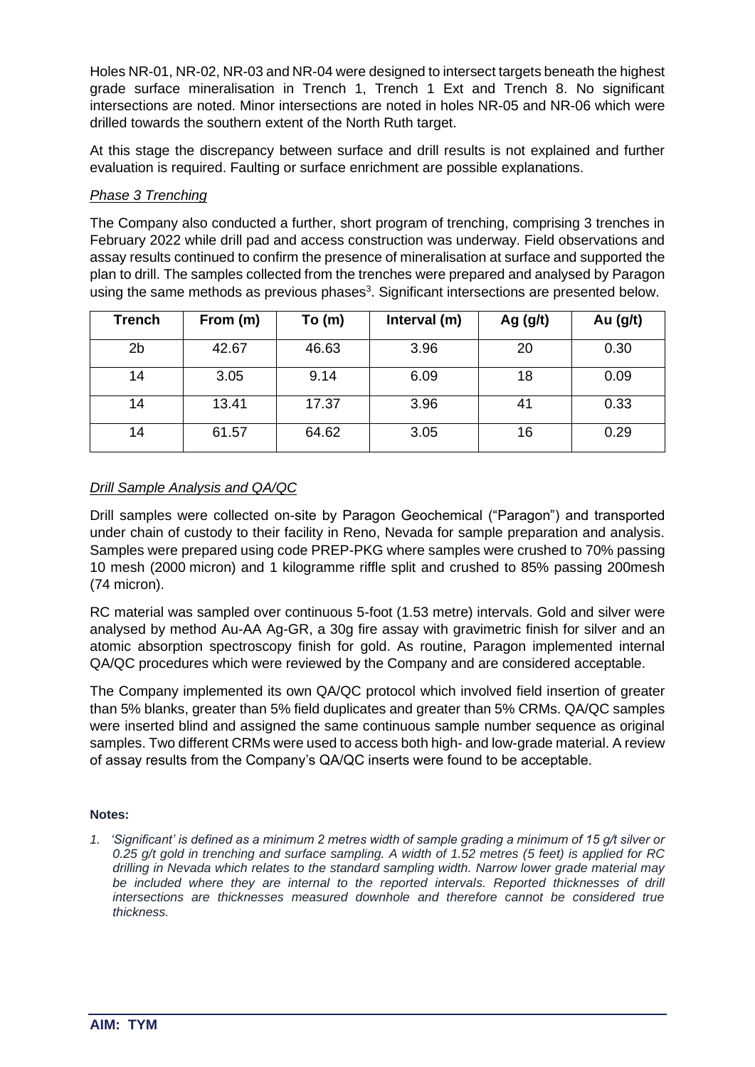Holes NR-01, NR-02, NR-03 and NR-04 were designed to intersect targets beneath the highest grade surface mineralisation in Trench 1, Trench 1 Ext and Trench 8. No significant intersections are noted. Minor intersections are noted in holes NR-05 and NR-06 which were drilled towards the southern extent of the North Ruth target.

At this stage the discrepancy between surface and drill results is not explained and further evaluation is required. Faulting or surface enrichment are possible explanations.

*Phase 3 Trenching*

The Company also conducted a further, short program of trenching, comprising 3 trenches in February 2022 while drill pad and access construction was underway. Field observations and assay results continued to confirm the presence of mineralisation at surface and supported the plan to drill. The samples collected from the trenches were prepared and analysed by Paragon using the same methods as previous phases[3]. Significant intersections are presented below.

| Trench | From (m) | To (m) | Interval (m) | Ag (g/t) | Au (g/t) |
|---|---|---|---|---|---|
| 2b | 42.67 | 46.63 | 3.96 | 20 | 0.30 |
| 14 | 3.05 | 9.14 | 6.09 | 18 | 0.09 |
| 14 | 13.41 | 17.37 | 3.96 | 41 | 0.33 |
| 14 | 61.57 | 64.62 | 3.05 | 16 | 0.29 |

*Drill Sample Analysis and QA/QC*

Drill samples were collected on-site by Paragon Geochemical ("Paragon") and transported under chain of custody to their facility in Reno, Nevada for sample preparation and analysis. Samples were prepared using code PREP-PKG where samples were crushed to 70% passing 10 mesh (2000 micron) and 1 kilogramme riffle split and crushed to 85% passing 200mesh (74 micron).

RC material was sampled over continuous 5-foot (1.53 metre) intervals. Gold and silver were analysed by method Au-AA Ag-GR, a 30g fire assay with gravimetric finish for silver and an atomic absorption spectroscopy finish for gold. As routine, Paragon implemented internal QA/QC procedures which were reviewed by the Company and are considered acceptable.

The Company implemented its own QA/QC protocol which involved field insertion of greater than 5% blanks, greater than 5% field duplicates and greater than 5% CRMs. QA/QC samples were inserted blind and assigned the same continuous sample number sequence as original samples. Two different CRMs were used to access both high- and low-grade material. A review of assay results from the Company's QA/QC inserts were found to be acceptable.

**Notes:**

1. *'Significant' is defined as a minimum 2 metres width of sample grading a minimum of 15 g/t silver or 0.25 g/t gold in trenching and surface sampling. A width of 1.52 metres (5 feet) is applied for RC drilling in Nevada which relates to the standard sampling width. Narrow lower grade material may be included where they are internal to the reported intervals. Reported thicknesses of drill intersections are thicknesses measured downhole and therefore cannot be considered true thickness.*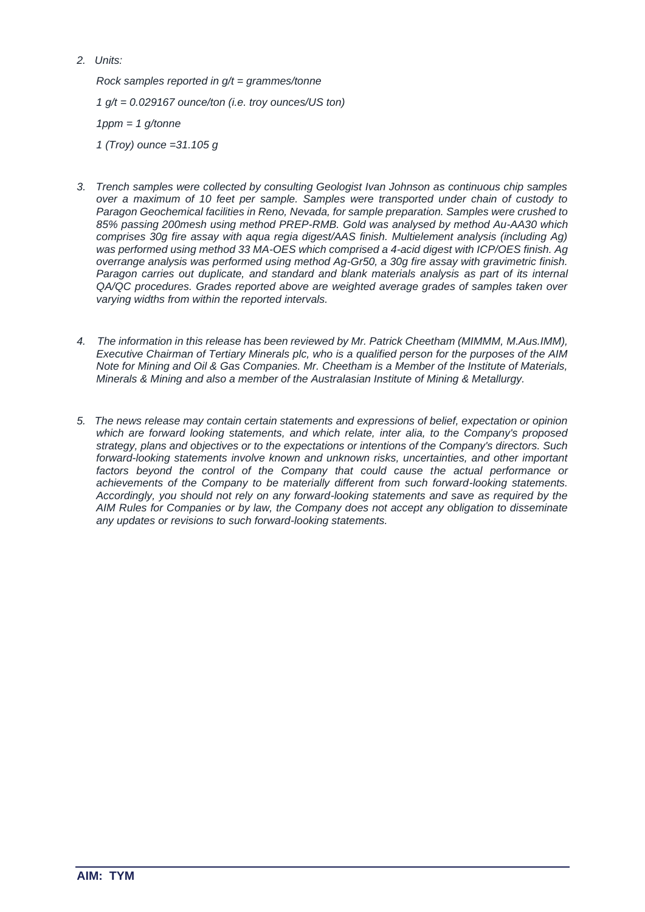2. *Units:*

   *Rock samples reported in g/t = grammes/tonne*

   *1 g/t = 0.029167 ounce/ton (i.e. troy ounces/US ton)*

   *1ppm = 1 g/tonne*

   *1 (Troy) ounce =31.105 g*

3. *Trench samples were collected by consulting Geologist Ivan Johnson as continuous chip samples over a maximum of 10 feet per sample. Samples were transported under chain of custody to Paragon Geochemical facilities in Reno, Nevada, for sample preparation. Samples were crushed to 85% passing 200mesh using method PREP-RMB. Gold was analysed by method Au-AA30 which comprises 30g fire assay with aqua regia digest/AAS finish. Multielement analysis (including Ag) was performed using method 33 MA-OES which comprised a 4-acid digest with ICP/OES finish. Ag overrange analysis was performed using method Ag-Gr50, a 30g fire assay with gravimetric finish. Paragon carries out duplicate, and standard and blank materials analysis as part of its internal QA/QC procedures. Grades reported above are weighted average grades of samples taken over varying widths from within the reported intervals.*

4. *The information in this release has been reviewed by Mr. Patrick Cheetham (MIMMM, M.Aus.IMM), Executive Chairman of Tertiary Minerals plc, who is a qualified person for the purposes of the AIM Note for Mining and Oil & Gas Companies. Mr. Cheetham is a Member of the Institute of Materials, Minerals & Mining and also a member of the Australasian Institute of Mining & Metallurgy.*

5. *The news release may contain certain statements and expressions of belief, expectation or opinion which are forward looking statements, and which relate, inter alia, to the Company's proposed strategy, plans and objectives or to the expectations or intentions of the Company's directors. Such forward-looking statements involve known and unknown risks, uncertainties, and other important factors beyond the control of the Company that could cause the actual performance or achievements of the Company to be materially different from such forward-looking statements. Accordingly, you should not rely on any forward-looking statements and save as required by the AIM Rules for Companies or by law, the Company does not accept any obligation to disseminate any updates or revisions to such forward-looking statements.*